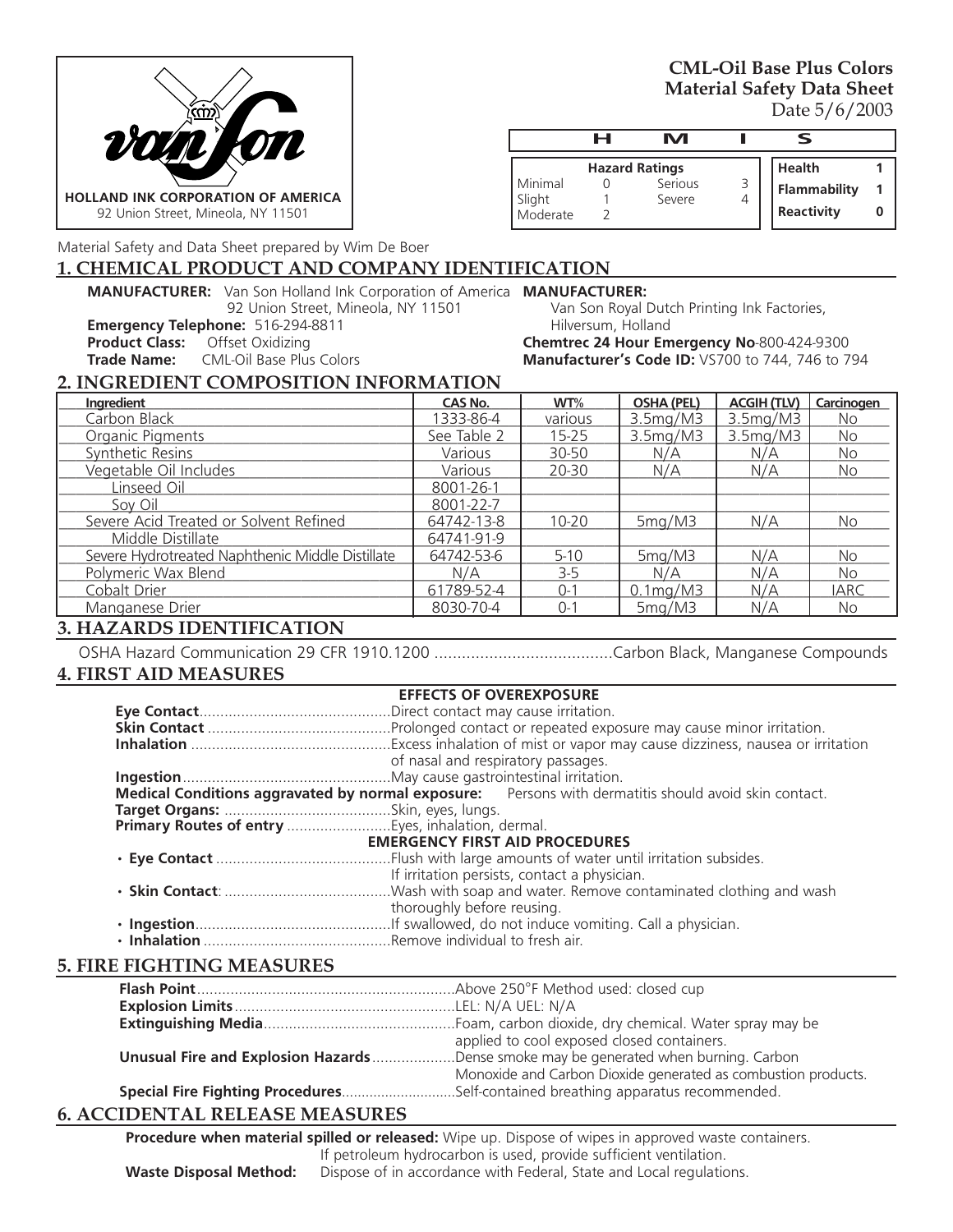**HOLLAND INK CORPORATION OF AMERICA**
92 Union Street, Mineola, NY 11501

**CML-Oil Base Plus Colors**
**Material Safety Data Sheet**
Date 5/6/2003

| H | M | I | S |
|---|---|---|---|

| Hazard Ratings | | | |
|---|---|---|---|
| Minimal | 0 | Serious | 3 |
| Slight | 1 | Severe | 4 |
| Moderate | 2 | | |

| | |
|---|---|
| **Health** | **1** |
| **Flammability** | **1** |
| **Reactivity** | **0** |

Material Safety and Data Sheet prepared by Wim De Boer

## 1. CHEMICAL PRODUCT AND COMPANY IDENTIFICATION

**MANUFACTURER:** Van Son Holland Ink Corporation of America
92 Union Street, Mineola, NY 11501
**Emergency Telephone:** 516-294-8811
**Product Class:** Offset Oxidizing
**Trade Name:** CML-Oil Base Plus Colors

**MANUFACTURER:**
Van Son Royal Dutch Printing Ink Factories,
Hilversum, Holland
**Chemtrec 24 Hour Emergency No**-800-424-9300
**Manufacturer's Code ID:** VS700 to 744, 746 to 794

## 2. INGREDIENT COMPOSITION INFORMATION

| Ingredient | CAS No. | WT% | OSHA (PEL) | ACGIH (TLV) | Carcinogen |
|---|---|---|---|---|---|
| Carbon Black | 1333-86-4 | various | 3.5mg/M3 | 3.5mg/M3 | No |
| Organic Pigments | See Table 2 | 15-25 | 3.5mg/M3 | 3.5mg/M3 | No |
| Synthetic Resins | Various | 30-50 | N/A | N/A | No |
| Vegetable Oil Includes | Various | 20-30 | N/A | N/A | No |
| Linseed Oil | 8001-26-1 | | | | |
| Soy Oil | 8001-22-7 | | | | |
| Severe Acid Treated or Solvent Refined | 64742-13-8 | 10-20 | 5mg/M3 | N/A | No |
| Middle Distillate | 64741-91-9 | | | | |
| Severe Hydrotreated Naphthenic Middle Distillate | 64742-53-6 | 5-10 | 5mg/M3 | N/A | No |
| Polymeric Wax Blend | N/A | 3-5 | N/A | N/A | No |
| Cobalt Drier | 61789-52-4 | 0-1 | 0.1mg/M3 | N/A | IARC |
| Manganese Drier | 8030-70-4 | 0-1 | 5mg/M3 | N/A | No |

## 3. HAZARDS IDENTIFICATION

OSHA Hazard Communication 29 CFR 1910.1200 ........................................Carbon Black, Manganese Compounds

## 4. FIRST AID MEASURES

**EFFECTS OF OVEREXPOSURE**

**Eye Contact**..............................................Direct contact may cause irritation.
**Skin Contact** ............................................Prolonged contact or repeated exposure may cause minor irritation.
**Inhalation** ................................................Excess inhalation of mist or vapor may cause dizziness, nausea or irritation of nasal and respiratory passages.
**Ingestion**..................................................May cause gastrointestinal irritation.
**Medical Conditions aggravated by normal exposure:** Persons with dermatitis should avoid skin contact.
**Target Organs:** ........................................Skin, eyes, lungs.
**Primary Routes of entry** .........................Eyes, inhalation, dermal.

**EMERGENCY FIRST AID PROCEDURES**

- **Eye Contact** ..........................................Flush with large amounts of water until irritation subsides. If irritation persists, contact a physician.
- **Skin Contact**: ........................................Wash with soap and water. Remove contaminated clothing and wash thoroughly before reusing.
- **Ingestion**...............................................If swallowed, do not induce vomiting. Call a physician.
- **Inhalation** .............................................Remove individual to fresh air.

## 5. FIRE FIGHTING MEASURES

**Flash Point**..............................................................Above 250°F Method used: closed cup
**Explosion Limits**.....................................................LEL: N/A UEL: N/A
**Extinguishing Media**..............................................Foam, carbon dioxide, dry chemical. Water spray may be applied to cool exposed closed containers.
**Unusual Fire and Explosion Hazards**....................Dense smoke may be generated when burning. Carbon Monoxide and Carbon Dioxide generated as combustion products.
**Special Fire Fighting Procedures**............................Self-contained breathing apparatus recommended.

## 6. ACCIDENTAL RELEASE MEASURES

**Procedure when material spilled or released:** Wipe up. Dispose of wipes in approved waste containers. If petroleum hydrocarbon is used, provide sufficient ventilation.
**Waste Disposal Method:** Dispose of in accordance with Federal, State and Local regulations.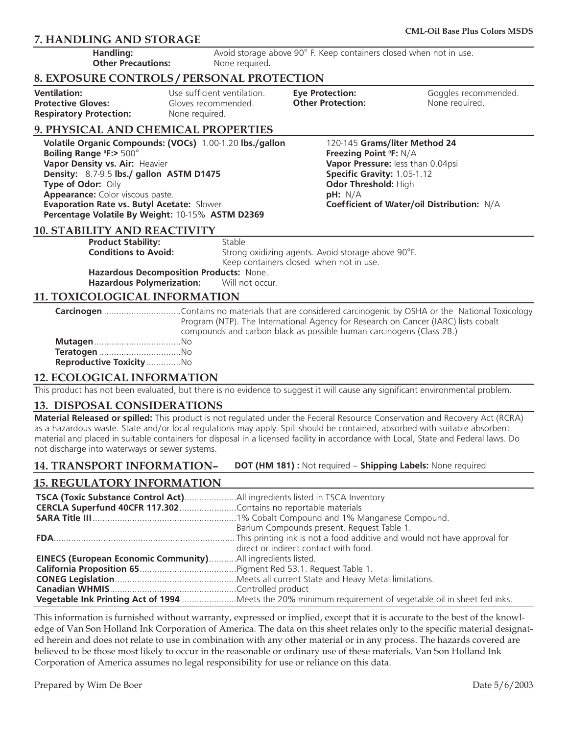## 7. HANDLING AND STORAGE

**Handling:** Avoid storage above 90° F. Keep containers closed when not in use.
**Other Precautions:** None required**.**

## 8. EXPOSURE CONTROLS / PERSONAL PROTECTION

| | | | |
|---|---|---|---|
| **Ventilation:** | Use sufficient ventilation. | **Eye Protection:** | Goggles recommended. |
| **Protective Gloves:** | Gloves recommended. | **Other Protection:** | None required. |
| **Respiratory Protection:** | None required. | | |

## 9. PHYSICAL AND CHEMICAL PROPERTIES

**Volatile Organic Compounds: (VOCs)** 1.00-1.20 **lbs./gallon** 120-145 **Grams/liter Method 24**
**Boiling Range ºF:>** 500°
**Freezing Point ºF:** N/A
**Vapor Density vs. Air:** Heavier
**Vapor Pressure:** less than 0.04psi
**Density:** 8.7-9.5 **lbs./ gallon ASTM D1475**
**Specific Gravity:** 1.05-1.12
**Type of Odor:** Oily
**Odor Threshold:** High
**Appearance:** Color viscous paste.
**pH:** N/A
**Evaporation Rate vs. Butyl Acetate:** Slower
**Coefficient of Water/oil Distribution:** N/A
**Percentage Volatile By Weight:** 10-15% **ASTM D2369**

## 10. STABILITY AND REACTIVITY

**Product Stability:** Stable
**Conditions to Avoid:** Strong oxidizing agents. Avoid storage above 90°F. Keep containers closed when not in use.
**Hazardous Decomposition Products:** None.
**Hazardous Polymerization:** Will not occur.

## 11. TOXICOLOGICAL INFORMATION

**Carcinogen** ...............................Contains no materials that are considered carcinogenic by OSHA or the National Toxicology Program (NTP). The International Agency for Research on Cancer (IARC) lists cobalt compounds and carbon black as possible human carcinogens (Class 2B.)
**Mutagen**...................................No
**Teratogen** .................................No
**Reproductive Toxicity**..............No

## 12. ECOLOGICAL INFORMATION

This product has not been evaluated, but there is no evidence to suggest it will cause any significant environmental problem.

## 13. DISPOSAL CONSIDERATIONS

**Material Released or spilled:** This product is not regulated under the Federal Resource Conservation and Recovery Act (RCRA) as a hazardous waste. State and/or local regulations may apply. Spill should be contained, absorbed with suitable absorbent material and placed in suitable containers for disposal in a licensed facility in accordance with Local, State and Federal laws. Do not discharge into waterways or sewer systems.

## 14. TRANSPORT INFORMATION– **DOT (HM 181) :** Not required – **Shipping Labels:** None required

## 15. REGULATORY INFORMATION

**TSCA (Toxic Substance Control Act)**.....................All ingredients listed in TSCA Inventory
**CERCLA Superfund 40CFR 117.302**.......................Contains no reportable materials
**SARA Title III**..........................................................1% Cobalt Compound and 1% Manganese Compound. Barium Compounds present. Request Table 1.
**FDA**......................................................................... This printing ink is not a food additive and would not have approval for direct or indirect contact with food.
**EINECS (European Economic Community)**...........All ingredients listed.
**California Proposition 65**.......................................Pigment Red 53.1. Request Table 1.
**CONEG Legislation**.................................................Meets all current State and Heavy Metal limitations.
**Canadian WHMIS**..................................................Controlled product
**Vegetable Ink Printing Act of 1994** ......................Meets the 20% minimum requirement of vegetable oil in sheet fed inks.

This information is furnished without warranty, expressed or implied, except that it is accurate to the best of the knowledge of Van Son Holland Ink Corporation of America. The data on this sheet relates only to the specific material designated herein and does not relate to use in combination with any other material or in any process. The hazards covered are believed to be those most likely to occur in the reasonable or ordinary use of these materials. Van Son Holland Ink Corporation of America assumes no legal responsibility for use or reliance on this data.

Prepared by Wim De Boer

Date 5/6/2003